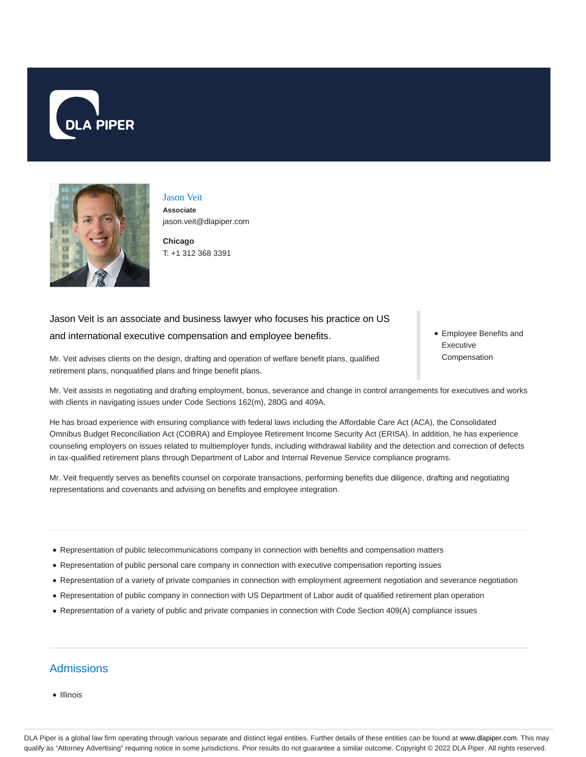# Jason Veit

**Associate**
jason.veit@dlapiper.com

**Chicago**
T: +1 312 368 3391

Jason Veit is an associate and business lawyer who focuses his practice on US and international executive compensation and employee benefits.

- Employee Benefits and Executive Compensation

Mr. Veit advises clients on the design, drafting and operation of welfare benefit plans, qualified retirement plans, nonqualified plans and fringe benefit plans.

Mr. Veit assists in negotiating and drafting employment, bonus, severance and change in control arrangements for executives and works with clients in navigating issues under Code Sections 162(m), 280G and 409A.

He has broad experience with ensuring compliance with federal laws including the Affordable Care Act (ACA), the Consolidated Omnibus Budget Reconciliation Act (COBRA) and Employee Retirement Income Security Act (ERISA). In addition, he has experience counseling employers on issues related to multiemployer funds, including withdrawal liability and the detection and correction of defects in tax-qualified retirement plans through Department of Labor and Internal Revenue Service compliance programs.

Mr. Veit frequently serves as benefits counsel on corporate transactions, performing benefits due diligence, drafting and negotiating representations and covenants and advising on benefits and employee integration.

- Representation of public telecommunications company in connection with benefits and compensation matters
- Representation of public personal care company in connection with executive compensation reporting issues
- Representation of a variety of private companies in connection with employment agreement negotiation and severance negotiation
- Representation of public company in connection with US Department of Labor audit of qualified retirement plan operation
- Representation of a variety of public and private companies in connection with Code Section 409(A) compliance issues

## Admissions

- Illinois

DLA Piper is a global law firm operating through various separate and distinct legal entities. Further details of these entities can be found at www.dlapiper.com. This may qualify as "Attorney Advertising" requiring notice in some jurisdictions. Prior results do not guarantee a similar outcome. Copyright © 2022 DLA Piper. All rights reserved.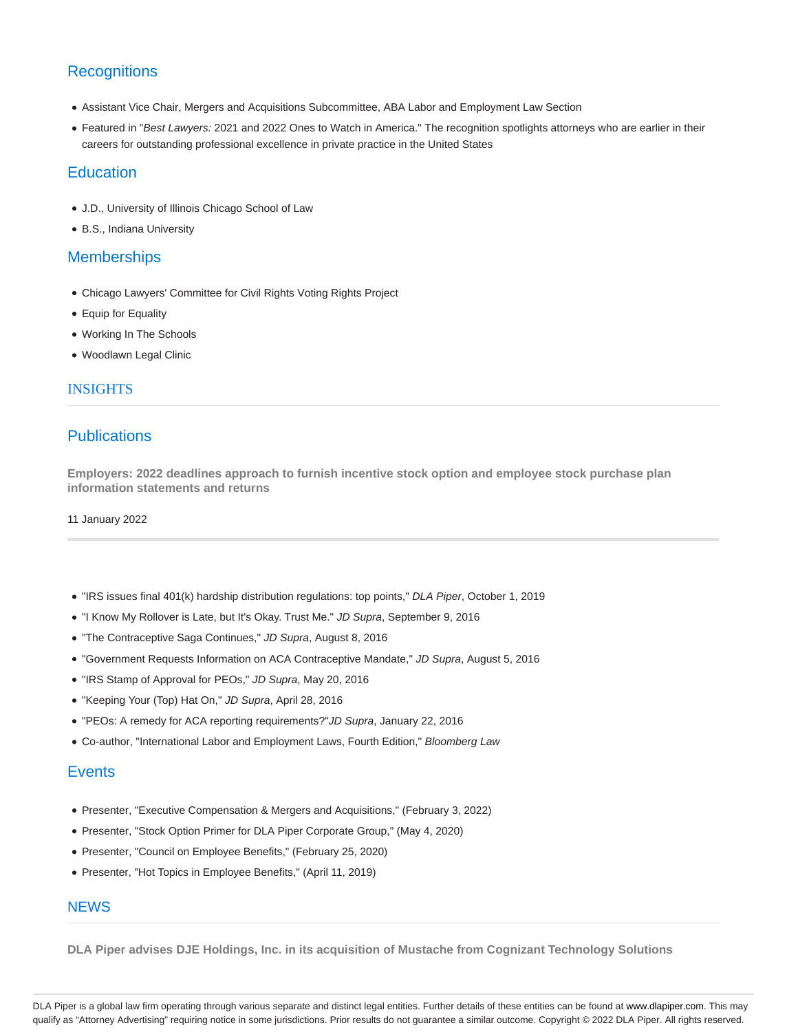## Recognitions

- Assistant Vice Chair, Mergers and Acquisitions Subcommittee, ABA Labor and Employment Law Section
- Featured in "*Best Lawyers:* 2021 and 2022 Ones to Watch in America." The recognition spotlights attorneys who are earlier in their careers for outstanding professional excellence in private practice in the United States

## Education

- J.D., University of Illinois Chicago School of Law
- B.S., Indiana University

## Memberships

- Chicago Lawyers' Committee for Civil Rights Voting Rights Project
- Equip for Equality
- Working In The Schools
- Woodlawn Legal Clinic

# INSIGHTS

## Publications

**Employers: 2022 deadlines approach to furnish incentive stock option and employee stock purchase plan information statements and returns**

11 January 2022

- "IRS issues final 401(k) hardship distribution regulations: top points," *DLA Piper*, October 1, 2019
- "I Know My Rollover is Late, but It's Okay. Trust Me." *JD Supra*, September 9, 2016
- "The Contraceptive Saga Continues," *JD Supra*, August 8, 2016
- "Government Requests Information on ACA Contraceptive Mandate," *JD Supra*, August 5, 2016
- "IRS Stamp of Approval for PEOs," *JD Supra*, May 20, 2016
- "Keeping Your (Top) Hat On," *JD Supra*, April 28, 2016
- "PEOs: A remedy for ACA reporting requirements?"*JD Supra*, January 22, 2016
- Co-author, "International Labor and Employment Laws, Fourth Edition," *Bloomberg Law*

## Events

- Presenter, "Executive Compensation & Mergers and Acquisitions," (February 3, 2022)
- Presenter, "Stock Option Primer for DLA Piper Corporate Group," (May 4, 2020)
- Presenter, "Council on Employee Benefits," (February 25, 2020)
- Presenter, "Hot Topics in Employee Benefits," (April 11, 2019)

# NEWS

**DLA Piper advises DJE Holdings, Inc. in its acquisition of Mustache from Cognizant Technology Solutions**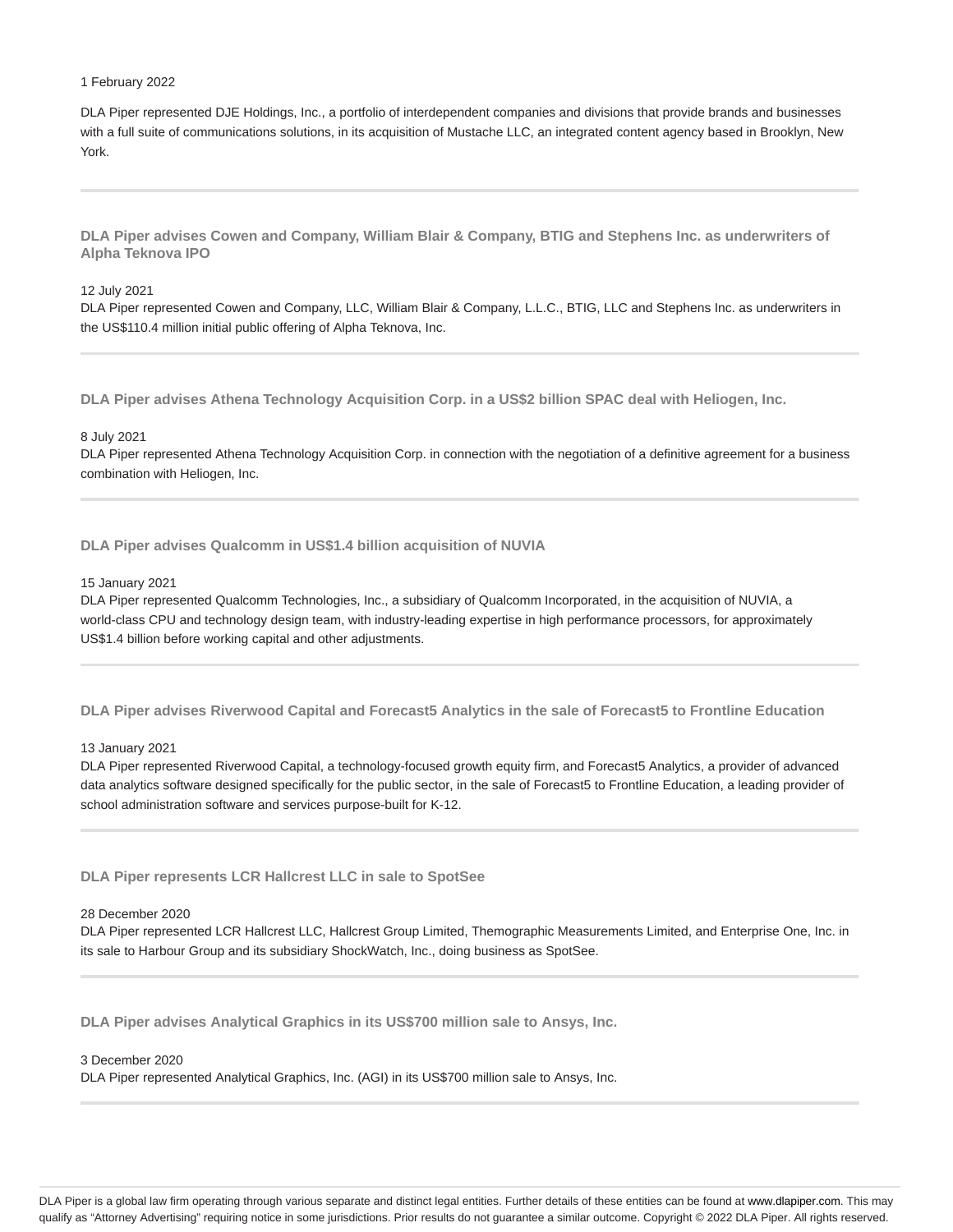1 February 2022

DLA Piper represented DJE Holdings, Inc., a portfolio of interdependent companies and divisions that provide brands and businesses with a full suite of communications solutions, in its acquisition of Mustache LLC, an integrated content agency based in Brooklyn, New York.

---

### DLA Piper advises Cowen and Company, William Blair & Company, BTIG and Stephens Inc. as underwriters of Alpha Teknova IPO

12 July 2021

DLA Piper represented Cowen and Company, LLC, William Blair & Company, L.L.C., BTIG, LLC and Stephens Inc. as underwriters in the US$110.4 million initial public offering of Alpha Teknova, Inc.

---

### DLA Piper advises Athena Technology Acquisition Corp. in a US$2 billion SPAC deal with Heliogen, Inc.

8 July 2021

DLA Piper represented Athena Technology Acquisition Corp. in connection with the negotiation of a definitive agreement for a business combination with Heliogen, Inc.

---

### DLA Piper advises Qualcomm in US$1.4 billion acquisition of NUVIA

15 January 2021

DLA Piper represented Qualcomm Technologies, Inc., a subsidiary of Qualcomm Incorporated, in the acquisition of NUVIA, a world-class CPU and technology design team, with industry-leading expertise in high performance processors, for approximately US$1.4 billion before working capital and other adjustments.

---

### DLA Piper advises Riverwood Capital and Forecast5 Analytics in the sale of Forecast5 to Frontline Education

13 January 2021

DLA Piper represented Riverwood Capital, a technology-focused growth equity firm, and Forecast5 Analytics, a provider of advanced data analytics software designed specifically for the public sector, in the sale of Forecast5 to Frontline Education, a leading provider of school administration software and services purpose-built for K-12.

---

### DLA Piper represents LCR Hallcrest LLC in sale to SpotSee

28 December 2020

DLA Piper represented LCR Hallcrest LLC, Hallcrest Group Limited, Themographic Measurements Limited, and Enterprise One, Inc. in its sale to Harbour Group and its subsidiary ShockWatch, Inc., doing business as SpotSee.

---

### DLA Piper advises Analytical Graphics in its US$700 million sale to Ansys, Inc.

3 December 2020

DLA Piper represented Analytical Graphics, Inc. (AGI) in its US$700 million sale to Ansys, Inc.

---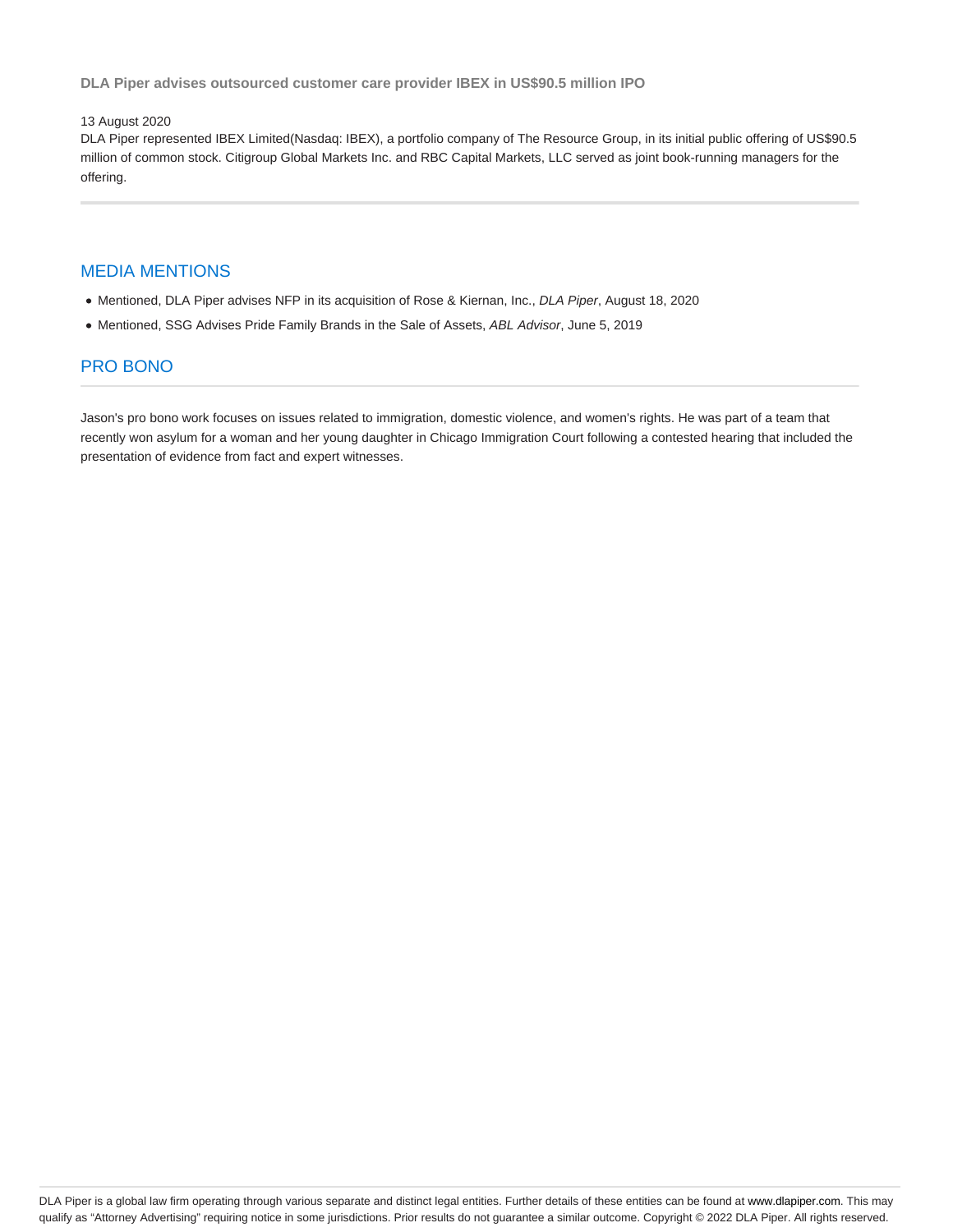**DLA Piper advises outsourced customer care provider IBEX in US$90.5 million IPO**

13 August 2020

DLA Piper represented IBEX Limited(Nasdaq: IBEX), a portfolio company of The Resource Group, in its initial public offering of US$90.5 million of common stock. Citigroup Global Markets Inc. and RBC Capital Markets, LLC served as joint book-running managers for the offering.

## MEDIA MENTIONS

- Mentioned, DLA Piper advises NFP in its acquisition of Rose & Kiernan, Inc., *DLA Piper*, August 18, 2020
- Mentioned, SSG Advises Pride Family Brands in the Sale of Assets, *ABL Advisor*, June 5, 2019

## PRO BONO

Jason's pro bono work focuses on issues related to immigration, domestic violence, and women's rights. He was part of a team that recently won asylum for a woman and her young daughter in Chicago Immigration Court following a contested hearing that included the presentation of evidence from fact and expert witnesses.

DLA Piper is a global law firm operating through various separate and distinct legal entities. Further details of these entities can be found at www.dlapiper.com. This may qualify as "Attorney Advertising" requiring notice in some jurisdictions. Prior results do not guarantee a similar outcome. Copyright © 2022 DLA Piper. All rights reserved.